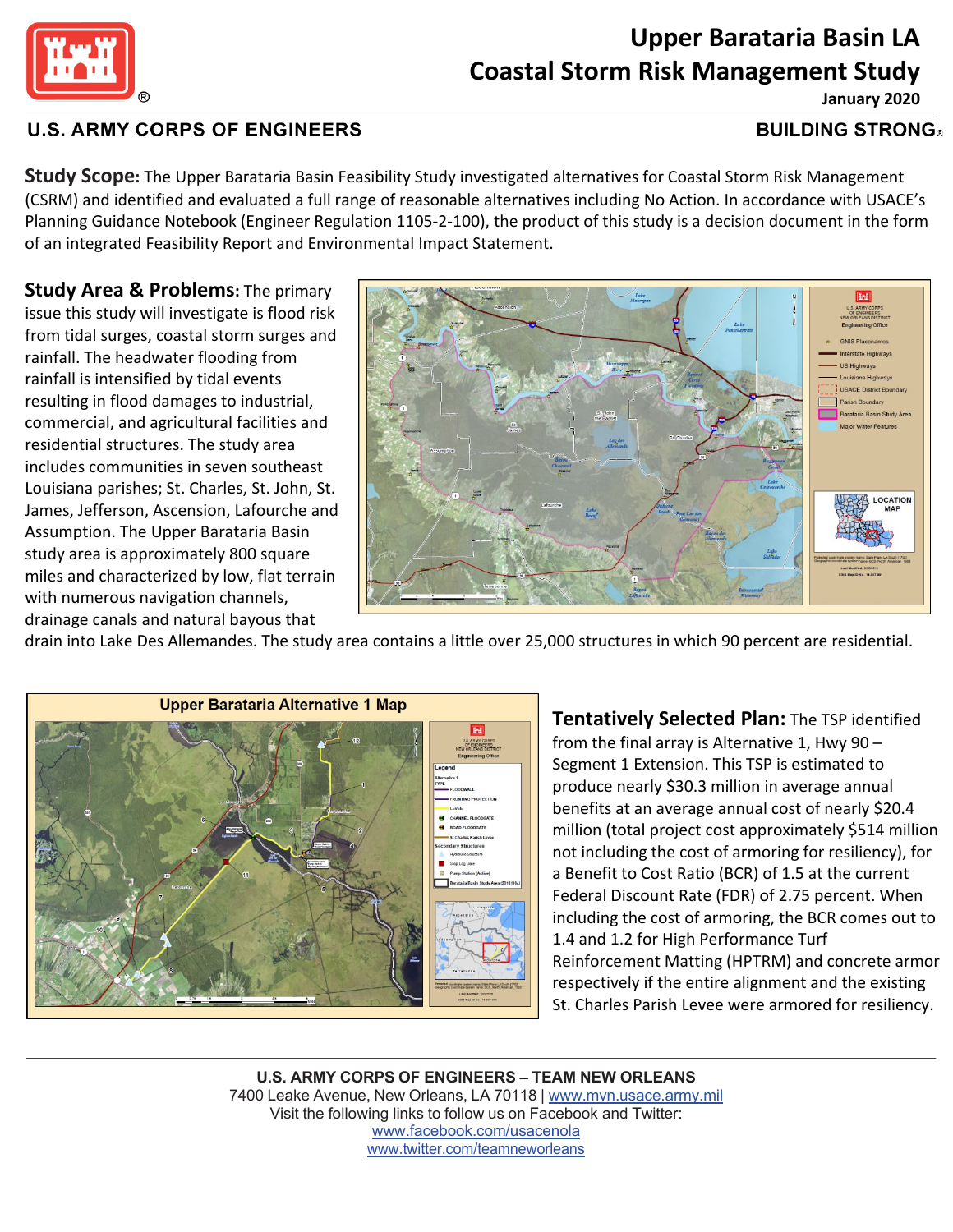# Upper Barataria Basin LA Coastal Storm Risk Management Study

**January 2020**

**U.S. ARMY CORPS OF ENGINEERS** | **BUILDING STRONG®**

**Study Scope:** The Upper Barataria Basin Feasibility Study investigated alternatives for Coastal Storm Risk Management (CSRM) and identified and evaluated a full range of reasonable alternatives including No Action. In accordance with USACE's Planning Guidance Notebook (Engineer Regulation 1105-2-100), the product of this study is a decision document in the form of an integrated Feasibility Report and Environmental Impact Statement.

**Study Area & Problems:** The primary issue this study will investigate is flood risk from tidal surges, coastal storm surges and rainfall. The headwater flooding from rainfall is intensified by tidal events resulting in flood damages to industrial, commercial, and agricultural facilities and residential structures. The study area includes communities in seven southeast Louisiana parishes; St. Charles, St. John, St. James, Jefferson, Ascension, Lafourche and Assumption. The Upper Barataria Basin study area is approximately 800 square miles and characterized by low, flat terrain with numerous navigation channels, drainage canals and natural bayous that drain into Lake Des Allemandes. The study area contains a little over 25,000 structures in which 90 percent are residential.

**Upper Barataria Alternative 1 Map**

**Tentatively Selected Plan:** The TSP identified from the final array is Alternative 1, Hwy 90 – Segment 1 Extension. This TSP is estimated to produce nearly $30.3 million in average annual benefits at an average annual cost of nearly $20.4 million (total project cost approximately $514 million not including the cost of armoring for resiliency), for a Benefit to Cost Ratio (BCR) of 1.5 at the current Federal Discount Rate (FDR) of 2.75 percent. When including the cost of armoring, the BCR comes out to 1.4 and 1.2 for High Performance Turf Reinforcement Matting (HPTRM) and concrete armor respectively if the entire alignment and the existing St. Charles Parish Levee were armored for resiliency.

---

**U.S. ARMY CORPS OF ENGINEERS – TEAM NEW ORLEANS**
7400 Leake Avenue, New Orleans, LA 70118 | www.mvn.usace.army.mil
Visit the following links to follow us on Facebook and Twitter:
www.facebook.com/usacenola
www.twitter.com/teamneworleans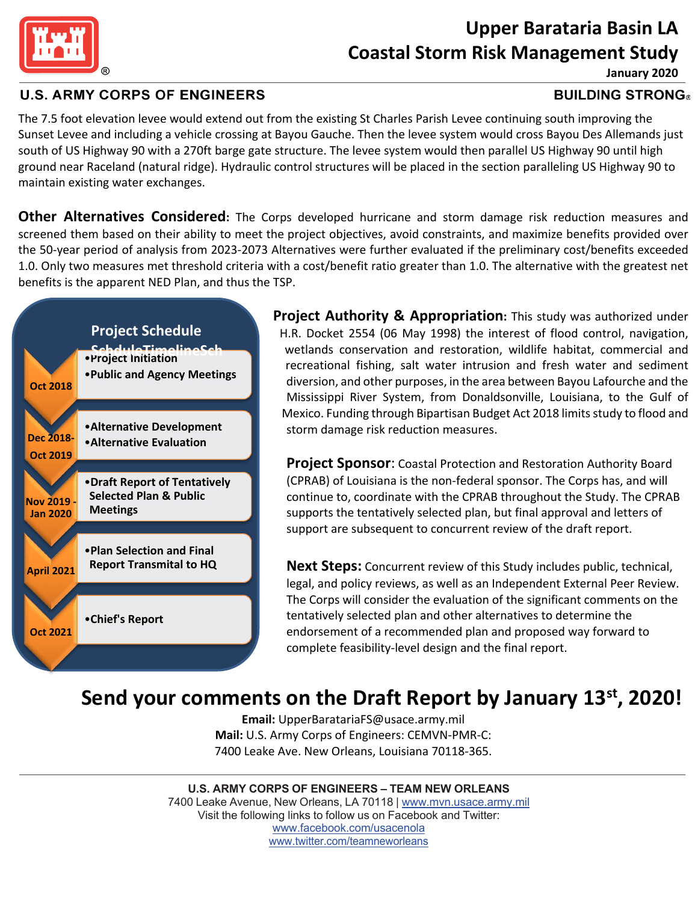The 7.5 foot elevation levee would extend out from the existing St Charles Parish Levee continuing south improving the Sunset Levee and including a vehicle crossing at Bayou Gauche. Then the levee system would cross Bayou Des Allemands just south of US Highway 90 with a 270ft barge gate structure. The levee system would then parallel US Highway 90 until high ground near Raceland (natural ridge). Hydraulic control structures will be placed in the section paralleling US Highway 90 to maintain existing water exchanges.

**Other Alternatives Considered:** The Corps developed hurricane and storm damage risk reduction measures and screened them based on their ability to meet the project objectives, avoid constraints, and maximize benefits provided over the 50-year period of analysis from 2023-2073 Alternatives were further evaluated if the preliminary cost/benefits exceeded 1.0. Only two measures met threshold criteria with a cost/benefit ratio greater than 1.0. The alternative with the greatest net benefits is the apparent NED Plan, and thus the TSP.

**Project Schedule**

- **Oct 2018**
  - Project Initiation
  - Public and Agency Meetings
- **Dec 2018-Oct 2019**
  - Alternative Development
  - Alternative Evaluation
- **Nov 2019 - Jan 2020**
  - Draft Report of Tentatively Selected Plan & Public Meetings
- **April 2021**
  - Plan Selection and Final Report Transmittal to HQ
- **Oct 2021**
  - Chief's Report

**Project Authority & Appropriation:** This study was authorized under H.R. Docket 2554 (06 May 1998) the interest of flood control, navigation, wetlands conservation and restoration, wildlife habitat, commercial and recreational fishing, salt water intrusion and fresh water and sediment diversion, and other purposes, in the area between Bayou Lafourche and the Mississippi River System, from Donaldsonville, Louisiana, to the Gulf of Mexico. Funding through Bipartisan Budget Act 2018 limits study to flood and storm damage risk reduction measures.

**Project Sponsor**: Coastal Protection and Restoration Authority Board (CPRAB) of Louisiana is the non-federal sponsor. The Corps has, and will continue to, coordinate with the CPRAB throughout the Study. The CPRAB supports the tentatively selected plan, but final approval and letters of support are subsequent to concurrent review of the draft report.

**Next Steps:** Concurrent review of this Study includes public, technical, legal, and policy reviews, as well as an Independent External Peer Review. The Corps will consider the evaluation of the significant comments on the tentatively selected plan and other alternatives to determine the endorsement of a recommended plan and proposed way forward to complete feasibility-level design and the final report.

## Send your comments on the Draft Report by January 13st, 2020!

**Email:** UpperBaratariaFS@usace.army.mil
**Mail:** U.S. Army Corps of Engineers: CEMVN-PMR-C:
7400 Leake Ave. New Orleans, Louisiana 70118-365.

**U.S. ARMY CORPS OF ENGINEERS – TEAM NEW ORLEANS**
7400 Leake Avenue, New Orleans, LA 70118 | www.mvn.usace.army.mil
Visit the following links to follow us on Facebook and Twitter:
www.facebook.com/usacenola
www.twitter.com/teamneworleans